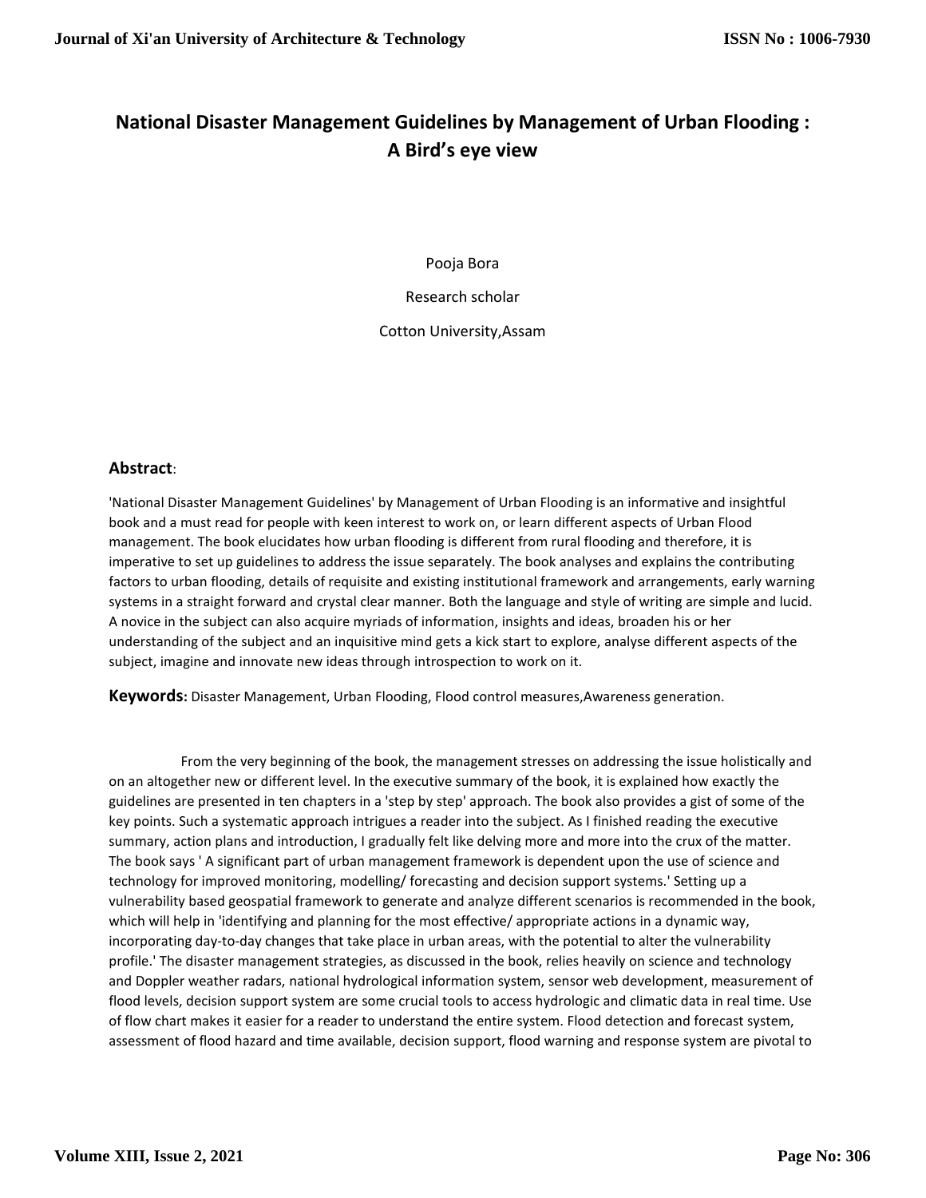# National Disaster Management Guidelines by Management of Urban Flooding : A Bird's eye view

Pooja Bora

Research scholar

Cotton University,Assam

## Abstract:

'National Disaster Management Guidelines' by Management of Urban Flooding is an informative and insightful book and a must read for people with keen interest to work on, or learn different aspects of Urban Flood management. The book elucidates how urban flooding is different from rural flooding and therefore, it is imperative to set up guidelines to address the issue separately. The book analyses and explains the contributing factors to urban flooding, details of requisite and existing institutional framework and arrangements, early warning systems in a straight forward and crystal clear manner. Both the language and style of writing are simple and lucid. A novice in the subject can also acquire myriads of information, insights and ideas, broaden his or her understanding of the subject and an inquisitive mind gets a kick start to explore, analyse different aspects of the subject, imagine and innovate new ideas through introspection to work on it.

**Keywords:** Disaster Management, Urban Flooding, Flood control measures,Awareness generation.

From the very beginning of the book, the management stresses on addressing the issue holistically and on an altogether new or different level. In the executive summary of the book, it is explained how exactly the guidelines are presented in ten chapters in a 'step by step' approach. The book also provides a gist of some of the key points. Such a systematic approach intrigues a reader into the subject. As I finished reading the executive summary, action plans and introduction, I gradually felt like delving more and more into the crux of the matter. The book says ' A significant part of urban management framework is dependent upon the use of science and technology for improved monitoring, modelling/ forecasting and decision support systems.' Setting up a vulnerability based geospatial framework to generate and analyze different scenarios is recommended in the book, which will help in 'identifying and planning for the most effective/ appropriate actions in a dynamic way, incorporating day-to-day changes that take place in urban areas, with the potential to alter the vulnerability profile.' The disaster management strategies, as discussed in the book, relies heavily on science and technology and Doppler weather radars, national hydrological information system, sensor web development, measurement of flood levels, decision support system are some crucial tools to access hydrologic and climatic data in real time. Use of flow chart makes it easier for a reader to understand the entire system. Flood detection and forecast system, assessment of flood hazard and time available, decision support, flood warning and response system are pivotal to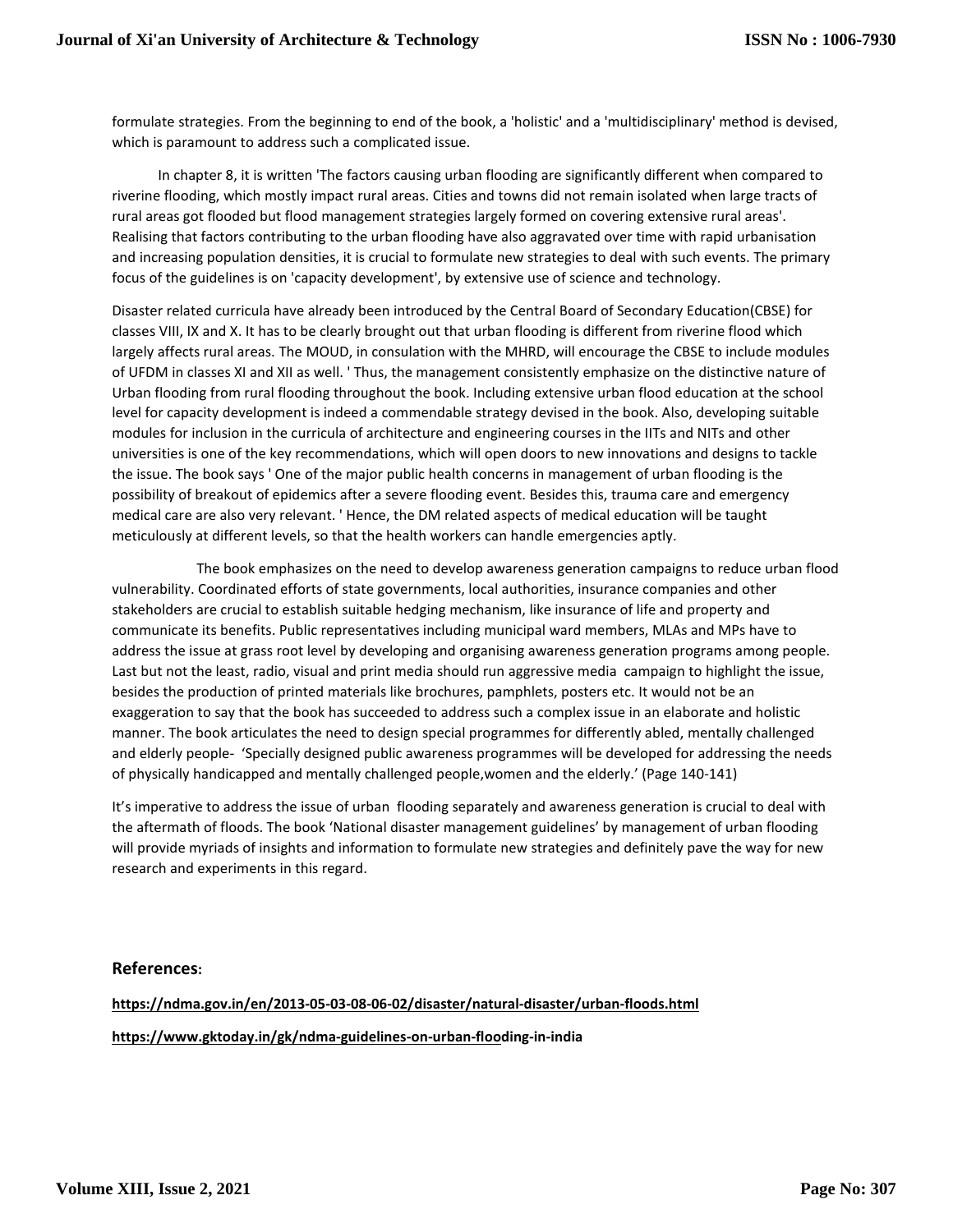formulate strategies. From the beginning to end of the book, a 'holistic' and a 'multidisciplinary' method is devised, which is paramount to address such a complicated issue.

In chapter 8, it is written 'The factors causing urban flooding are significantly different when compared to riverine flooding, which mostly impact rural areas. Cities and towns did not remain isolated when large tracts of rural areas got flooded but flood management strategies largely formed on covering extensive rural areas'. Realising that factors contributing to the urban flooding have also aggravated over time with rapid urbanisation and increasing population densities, it is crucial to formulate new strategies to deal with such events. The primary focus of the guidelines is on 'capacity development', by extensive use of science and technology.

Disaster related curricula have already been introduced by the Central Board of Secondary Education(CBSE) for classes VIII, IX and X. It has to be clearly brought out that urban flooding is different from riverine flood which largely affects rural areas. The MOUD, in consulation with the MHRD, will encourage the CBSE to include modules of UFDM in classes XI and XII as well. ' Thus, the management consistently emphasize on the distinctive nature of Urban flooding from rural flooding throughout the book. Including extensive urban flood education at the school level for capacity development is indeed a commendable strategy devised in the book. Also, developing suitable modules for inclusion in the curricula of architecture and engineering courses in the IITs and NITs and other universities is one of the key recommendations, which will open doors to new innovations and designs to tackle the issue. The book says ' One of the major public health concerns in management of urban flooding is the possibility of breakout of epidemics after a severe flooding event. Besides this, trauma care and emergency medical care are also very relevant. ' Hence, the DM related aspects of medical education will be taught meticulously at different levels, so that the health workers can handle emergencies aptly.

The book emphasizes on the need to develop awareness generation campaigns to reduce urban flood vulnerability. Coordinated efforts of state governments, local authorities, insurance companies and other stakeholders are crucial to establish suitable hedging mechanism, like insurance of life and property and communicate its benefits. Public representatives including municipal ward members, MLAs and MPs have to address the issue at grass root level by developing and organising awareness generation programs among people. Last but not the least, radio, visual and print media should run aggressive media campaign to highlight the issue, besides the production of printed materials like brochures, pamphlets, posters etc. It would not be an exaggeration to say that the book has succeeded to address such a complex issue in an elaborate and holistic manner. The book articulates the need to design special programmes for differently abled, mentally challenged and elderly people- 'Specially designed public awareness programmes will be developed for addressing the needs of physically handicapped and mentally challenged people,women and the elderly.' (Page 140-141)

It's imperative to address the issue of urban flooding separately and awareness generation is crucial to deal with the aftermath of floods. The book 'National disaster management guidelines' by management of urban flooding will provide myriads of insights and information to formulate new strategies and definitely pave the way for new research and experiments in this regard.

## References:

**https://ndma.gov.in/en/2013-05-03-08-06-02/disaster/natural-disaster/urban-floods.html**

**https://www.gktoday.in/gk/ndma-guidelines-on-urban-flooding-in-india**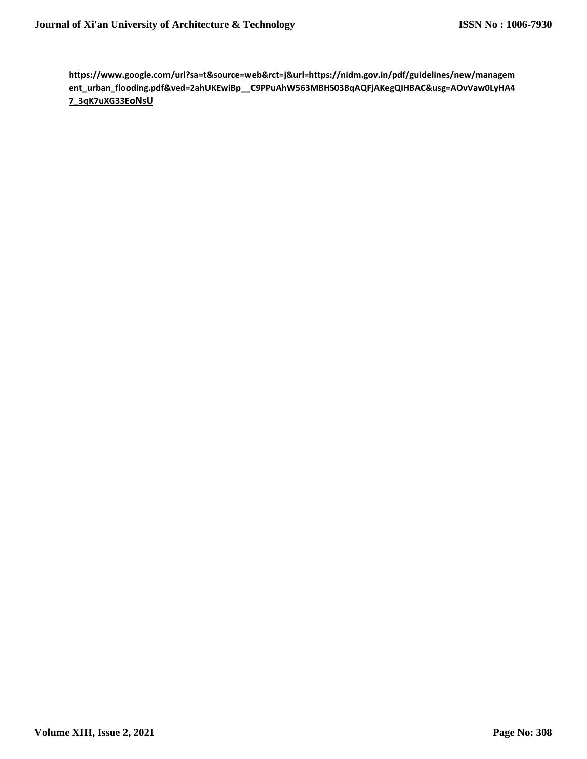https://www.google.com/url?sa=t&source=web&rct=j&url=https://nidm.gov.in/pdf/guidelines/new/management_urban_flooding.pdf&ved=2ahUKEwiBp__C9PPuAhW563MBHS03BqAQFjAKegQIHBAC&usg=AOvVaw0LyHA47_3qK7uXG33EoNsU